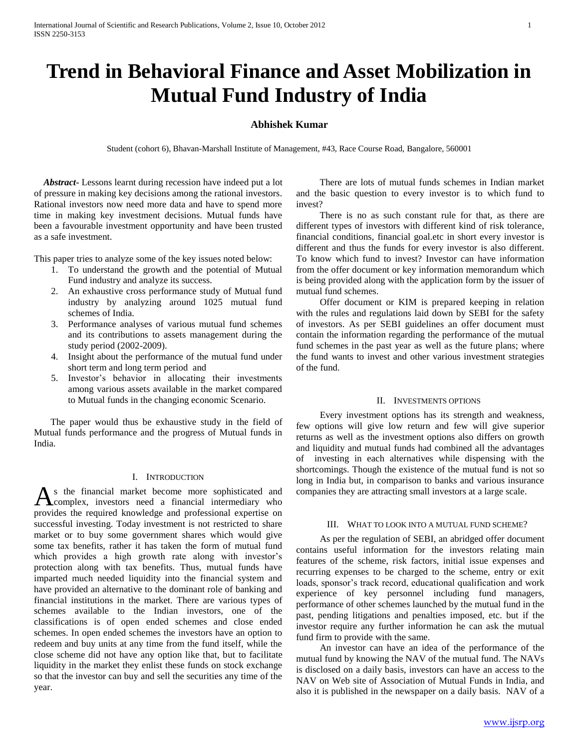# Trend in Behavioral Finance and Asset Mobilization in Mutual Fund Industry of India

**Abhishek Kumar**

Student (cohort 6), Bhavan-Marshall Institute of Management, #43, Race Course Road, Bangalore, 560001

***Abstract-*** Lessons learnt during recession have indeed put a lot of pressure in making key decisions among the rational investors. Rational investors now need more data and have to spend more time in making key investment decisions. Mutual funds have been a favourable investment opportunity and have been trusted as a safe investment.

This paper tries to analyze some of the key issues noted below:

1. To understand the growth and the potential of Mutual Fund industry and analyze its success.
2. An exhaustive cross performance study of Mutual fund industry by analyzing around 1025 mutual fund schemes of India.
3. Performance analyses of various mutual fund schemes and its contributions to assets management during the study period (2002-2009).
4. Insight about the performance of the mutual fund under short term and long term period and
5. Investor's behavior in allocating their investments among various assets available in the market compared to Mutual funds in the changing economic Scenario.

The paper would thus be exhaustive study in the field of Mutual funds performance and the progress of Mutual funds in India.

## I. Introduction

As the financial market become more sophisticated and complex, investors need a financial intermediary who provides the required knowledge and professional expertise on successful investing. Today investment is not restricted to share market or to buy some government shares which would give some tax benefits, rather it has taken the form of mutual fund which provides a high growth rate along with investor's protection along with tax benefits. Thus, mutual funds have imparted much needed liquidity into the financial system and have provided an alternative to the dominant role of banking and financial institutions in the market. There are various types of schemes available to the Indian investors, one of the classifications is of open ended schemes and close ended schemes. In open ended schemes the investors have an option to redeem and buy units at any time from the fund itself, while the close scheme did not have any option like that, but to facilitate liquidity in the market they enlist these funds on stock exchange so that the investor can buy and sell the securities any time of the year.

There are lots of mutual funds schemes in Indian market and the basic question to every investor is to which fund to invest?

There is no as such constant rule for that, as there are different types of investors with different kind of risk tolerance, financial conditions, financial goal.etc in short every investor is different and thus the funds for every investor is also different. To know which fund to invest? Investor can have information from the offer document or key information memorandum which is being provided along with the application form by the issuer of mutual fund schemes.

Offer document or KIM is prepared keeping in relation with the rules and regulations laid down by SEBI for the safety of investors. As per SEBI guidelines an offer document must contain the information regarding the performance of the mutual fund schemes in the past year as well as the future plans; where the fund wants to invest and other various investment strategies of the fund.

## II. Investments Options

Every investment options has its strength and weakness, few options will give low return and few will give superior returns as well as the investment options also differs on growth and liquidity and mutual funds had combined all the advantages of investing in each alternatives while dispensing with the shortcomings. Though the existence of the mutual fund is not so long in India but, in comparison to banks and various insurance companies they are attracting small investors at a large scale.

## III. What to Look into a Mutual Fund Scheme?

As per the regulation of SEBI, an abridged offer document contains useful information for the investors relating main features of the scheme, risk factors, initial issue expenses and recurring expenses to be charged to the scheme, entry or exit loads, sponsor's track record, educational qualification and work experience of key personnel including fund managers, performance of other schemes launched by the mutual fund in the past, pending litigations and penalties imposed, etc. but if the investor require any further information he can ask the mutual fund firm to provide with the same.

An investor can have an idea of the performance of the mutual fund by knowing the NAV of the mutual fund. The NAVs is disclosed on a daily basis, investors can have an access to the NAV on Web site of Association of Mutual Funds in India, and also it is published in the newspaper on a daily basis. NAV of a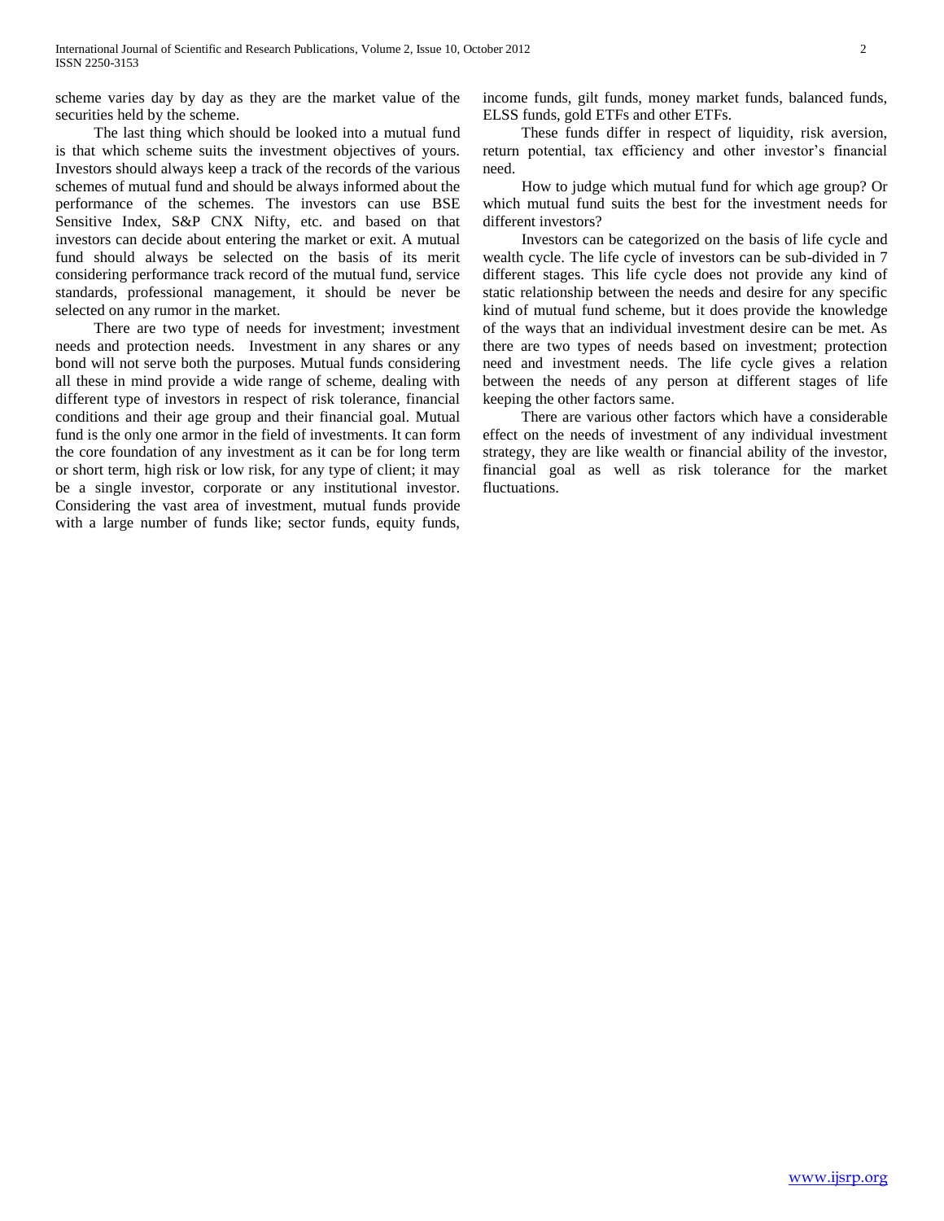scheme varies day by day as they are the market value of the securities held by the scheme.

The last thing which should be looked into a mutual fund is that which scheme suits the investment objectives of yours. Investors should always keep a track of the records of the various schemes of mutual fund and should be always informed about the performance of the schemes. The investors can use BSE Sensitive Index, S&P CNX Nifty, etc. and based on that investors can decide about entering the market or exit. A mutual fund should always be selected on the basis of its merit considering performance track record of the mutual fund, service standards, professional management, it should be never be selected on any rumor in the market.

There are two type of needs for investment; investment needs and protection needs. Investment in any shares or any bond will not serve both the purposes. Mutual funds considering all these in mind provide a wide range of scheme, dealing with different type of investors in respect of risk tolerance, financial conditions and their age group and their financial goal. Mutual fund is the only one armor in the field of investments. It can form the core foundation of any investment as it can be for long term or short term, high risk or low risk, for any type of client; it may be a single investor, corporate or any institutional investor. Considering the vast area of investment, mutual funds provide with a large number of funds like; sector funds, equity funds, income funds, gilt funds, money market funds, balanced funds, ELSS funds, gold ETFs and other ETFs.

These funds differ in respect of liquidity, risk aversion, return potential, tax efficiency and other investor's financial need.

How to judge which mutual fund for which age group? Or which mutual fund suits the best for the investment needs for different investors?

Investors can be categorized on the basis of life cycle and wealth cycle. The life cycle of investors can be sub-divided in 7 different stages. This life cycle does not provide any kind of static relationship between the needs and desire for any specific kind of mutual fund scheme, but it does provide the knowledge of the ways that an individual investment desire can be met. As there are two types of needs based on investment; protection need and investment needs. The life cycle gives a relation between the needs of any person at different stages of life keeping the other factors same.

There are various other factors which have a considerable effect on the needs of investment of any individual investment strategy, they are like wealth or financial ability of the investor, financial goal as well as risk tolerance for the market fluctuations.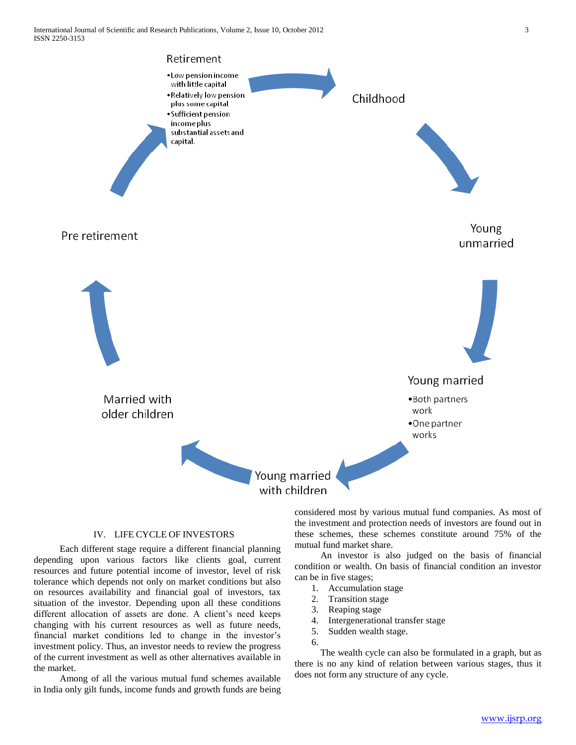Retirement

- Low pension income with little capital
- Relatively low pension plus some capital
- Sufficient pension income plus substantial assets and capital.

Childhood

Young unmarried

Young married

- Both partners work
- One partner works

Young married with children

Married with older children

Pre retirement

## IV. LIFE CYCLE OF INVESTORS

Each different stage require a different financial planning depending upon various factors like clients goal, current resources and future potential income of investor, level of risk tolerance which depends not only on market conditions but also on resources availability and financial goal of investors, tax situation of the investor. Depending upon all these conditions different allocation of assets are done. A client's need keeps changing with his current resources as well as future needs, financial market conditions led to change in the investor's investment policy. Thus, an investor needs to review the progress of the current investment as well as other alternatives available in the market.

Among of all the various mutual fund schemes available in India only gilt funds, income funds and growth funds are being considered most by various mutual fund companies. As most of the investment and protection needs of investors are found out in these schemes, these schemes constitute around 75% of the mutual fund market share.

An investor is also judged on the basis of financial condition or wealth. On basis of financial condition an investor can be in five stages;

1. Accumulation stage
2. Transition stage
3. Reaping stage
4. Intergenerational transfer stage
5. Sudden wealth stage.
6.

The wealth cycle can also be formulated in a graph, but as there is no any kind of relation between various stages, thus it does not form any structure of any cycle.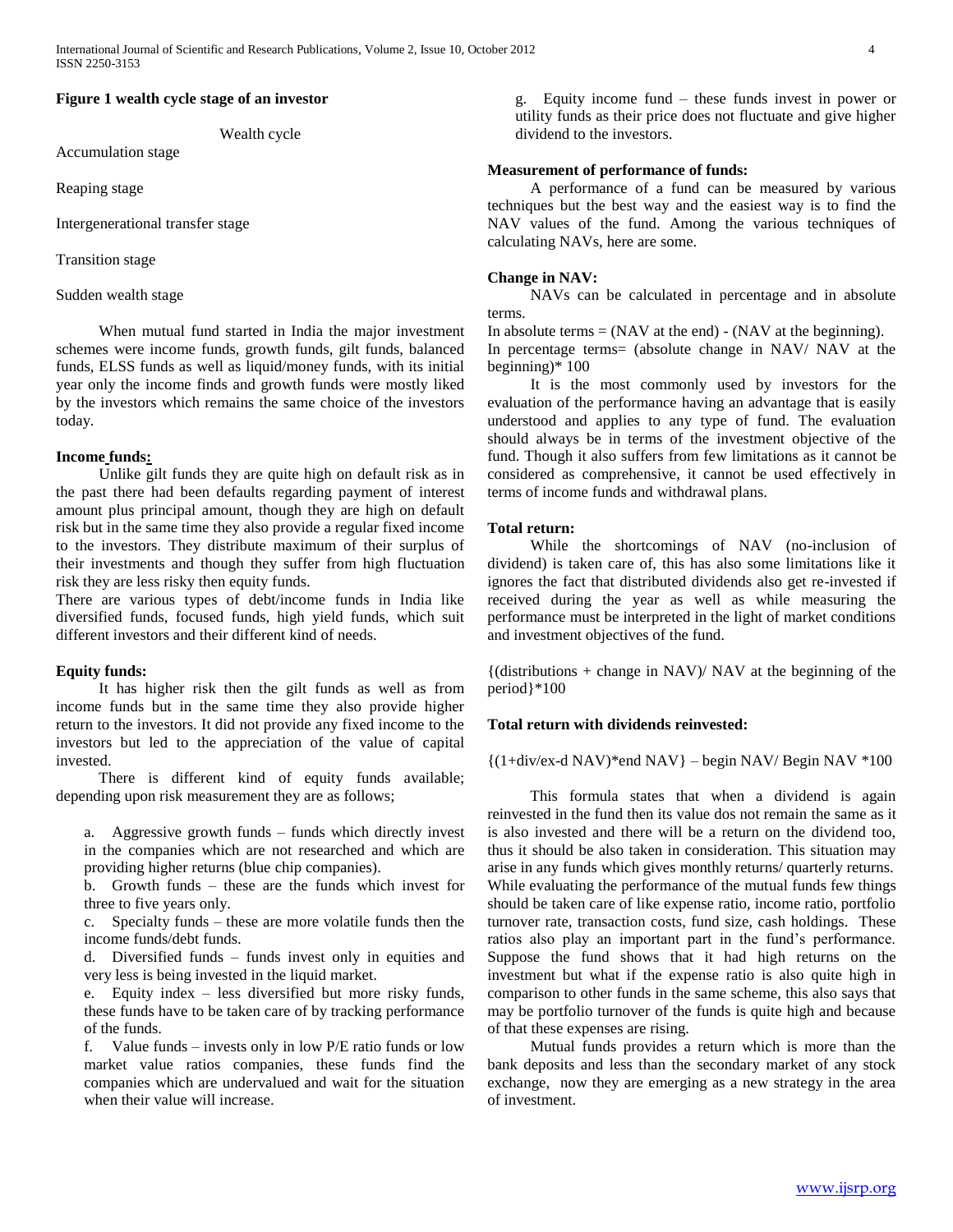**Figure 1 wealth cycle stage of an investor**

Wealth cycle

Accumulation stage

Reaping stage

Intergenerational transfer stage

Transition stage

Sudden wealth stage

When mutual fund started in India the major investment schemes were income funds, growth funds, gilt funds, balanced funds, ELSS funds as well as liquid/money funds, with its initial year only the income finds and growth funds were mostly liked by the investors which remains the same choice of the investors today.

**Income funds:**

Unlike gilt funds they are quite high on default risk as in the past there had been defaults regarding payment of interest amount plus principal amount, though they are high on default risk but in the same time they also provide a regular fixed income to the investors. They distribute maximum of their surplus of their investments and though they suffer from high fluctuation risk they are less risky then equity funds.

There are various types of debt/income funds in India like diversified funds, focused funds, high yield funds, which suit different investors and their different kind of needs.

**Equity funds:**

It has higher risk then the gilt funds as well as from income funds but in the same time they also provide higher return to the investors. It did not provide any fixed income to the investors but led to the appreciation of the value of capital invested.

There is different kind of equity funds available; depending upon risk measurement they are as follows;

a. Aggressive growth funds – funds which directly invest in the companies which are not researched and which are providing higher returns (blue chip companies).
b. Growth funds – these are the funds which invest for three to five years only.
c. Specialty funds – these are more volatile funds then the income funds/debt funds.
d. Diversified funds – funds invest only in equities and very less is being invested in the liquid market.
e. Equity index – less diversified but more risky funds, these funds have to be taken care of by tracking performance of the funds.
f. Value funds – invests only in low P/E ratio funds or low market value ratios companies, these funds find the companies which are undervalued and wait for the situation when their value will increase.
g. Equity income fund – these funds invest in power or utility funds as their price does not fluctuate and give higher dividend to the investors.

**Measurement of performance of funds:**

A performance of a fund can be measured by various techniques but the best way and the easiest way is to find the NAV values of the fund. Among the various techniques of calculating NAVs, here are some.

**Change in NAV:**

NAVs can be calculated in percentage and in absolute terms.

In absolute terms = (NAV at the end) - (NAV at the beginning).

In percentage terms= (absolute change in NAV/ NAV at the beginning)* 100

It is the most commonly used by investors for the evaluation of the performance having an advantage that is easily understood and applies to any type of fund. The evaluation should always be in terms of the investment objective of the fund. Though it also suffers from few limitations as it cannot be considered as comprehensive, it cannot be used effectively in terms of income funds and withdrawal plans.

**Total return:**

While the shortcomings of NAV (no-inclusion of dividend) is taken care of, this has also some limitations like it ignores the fact that distributed dividends also get re-invested if received during the year as well as while measuring the performance must be interpreted in the light of market conditions and investment objectives of the fund.

{(distributions + change in NAV)/ NAV at the beginning of the period}*100

**Total return with dividends reinvested:**

{(1+div/ex-d NAV)*end NAV} – begin NAV/ Begin NAV *100

This formula states that when a dividend is again reinvested in the fund then its value dos not remain the same as it is also invested and there will be a return on the dividend too, thus it should be also taken in consideration. This situation may arise in any funds which gives monthly returns/ quarterly returns. While evaluating the performance of the mutual funds few things should be taken care of like expense ratio, income ratio, portfolio turnover rate, transaction costs, fund size, cash holdings. These ratios also play an important part in the fund's performance. Suppose the fund shows that it had high returns on the investment but what if the expense ratio is also quite high in comparison to other funds in the same scheme, this also says that may be portfolio turnover of the funds is quite high and because of that these expenses are rising.

Mutual funds provides a return which is more than the bank deposits and less than the secondary market of any stock exchange, now they are emerging as a new strategy in the area of investment.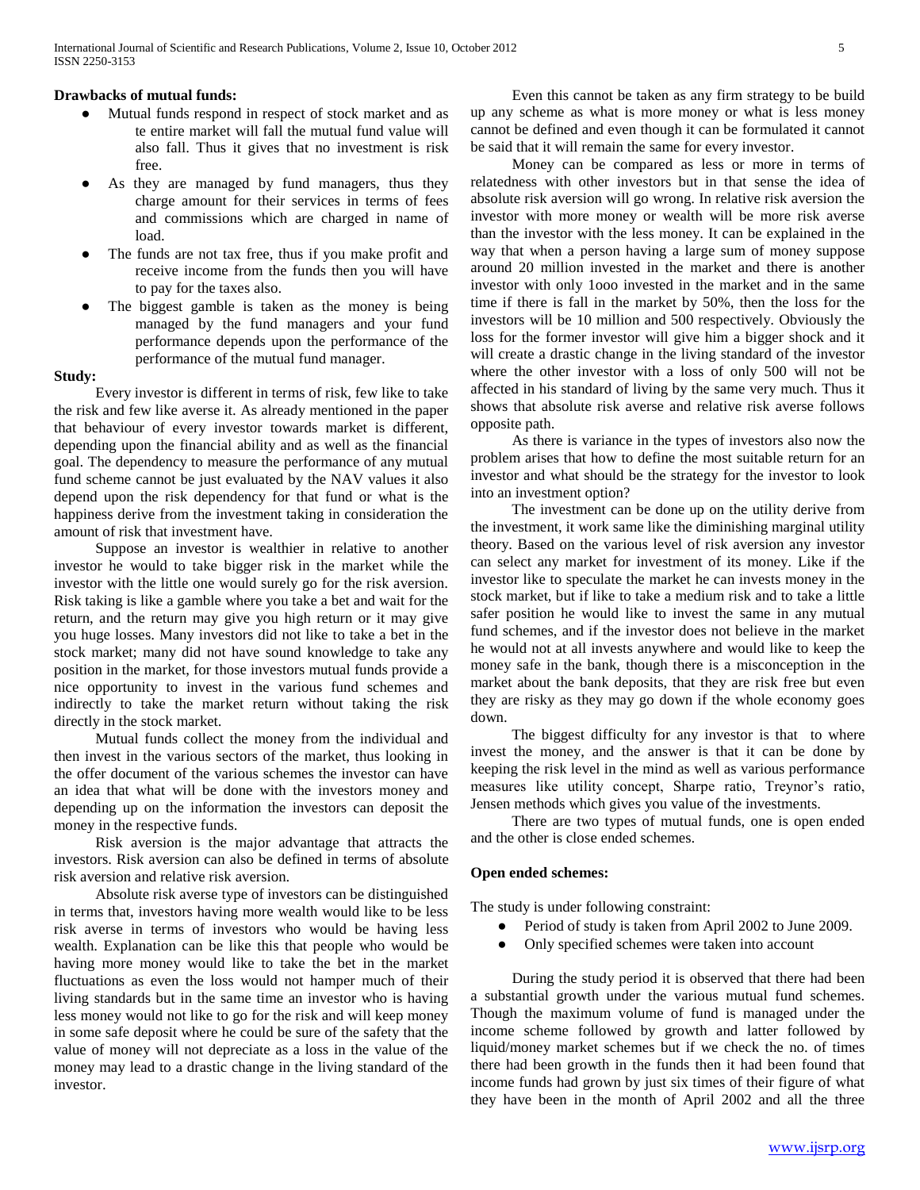**Drawbacks of mutual funds:**

- Mutual funds respond in respect of stock market and as te entire market will fall the mutual fund value will also fall. Thus it gives that no investment is risk free.
- As they are managed by fund managers, thus they charge amount for their services in terms of fees and commissions which are charged in name of load.
- The funds are not tax free, thus if you make profit and receive income from the funds then you will have to pay for the taxes also.
- The biggest gamble is taken as the money is being managed by the fund managers and your fund performance depends upon the performance of the performance of the mutual fund manager.

**Study:**

Every investor is different in terms of risk, few like to take the risk and few like averse it. As already mentioned in the paper that behaviour of every investor towards market is different, depending upon the financial ability and as well as the financial goal. The dependency to measure the performance of any mutual fund scheme cannot be just evaluated by the NAV values it also depend upon the risk dependency for that fund or what is the happiness derive from the investment taking in consideration the amount of risk that investment have.

Suppose an investor is wealthier in relative to another investor he would to take bigger risk in the market while the investor with the little one would surely go for the risk aversion. Risk taking is like a gamble where you take a bet and wait for the return, and the return may give you high return or it may give you huge losses. Many investors did not like to take a bet in the stock market; many did not have sound knowledge to take any position in the market, for those investors mutual funds provide a nice opportunity to invest in the various fund schemes and indirectly to take the market return without taking the risk directly in the stock market.

Mutual funds collect the money from the individual and then invest in the various sectors of the market, thus looking in the offer document of the various schemes the investor can have an idea that what will be done with the investors money and depending up on the information the investors can deposit the money in the respective funds.

Risk aversion is the major advantage that attracts the investors. Risk aversion can also be defined in terms of absolute risk aversion and relative risk aversion.

Absolute risk averse type of investors can be distinguished in terms that, investors having more wealth would like to be less risk averse in terms of investors who would be having less wealth. Explanation can be like this that people who would be having more money would like to take the bet in the market fluctuations as even the loss would not hamper much of their living standards but in the same time an investor who is having less money would not like to go for the risk and will keep money in some safe deposit where he could be sure of the safety that the value of money will not depreciate as a loss in the value of the money may lead to a drastic change in the living standard of the investor.

Even this cannot be taken as any firm strategy to be build up any scheme as what is more money or what is less money cannot be defined and even though it can be formulated it cannot be said that it will remain the same for every investor.

Money can be compared as less or more in terms of relatedness with other investors but in that sense the idea of absolute risk aversion will go wrong. In relative risk aversion the investor with more money or wealth will be more risk averse than the investor with the less money. It can be explained in the way that when a person having a large sum of money suppose around 20 million invested in the market and there is another investor with only 1ooo invested in the market and in the same time if there is fall in the market by 50%, then the loss for the investors will be 10 million and 500 respectively. Obviously the loss for the former investor will give him a bigger shock and it will create a drastic change in the living standard of the investor where the other investor with a loss of only 500 will not be affected in his standard of living by the same very much. Thus it shows that absolute risk averse and relative risk averse follows opposite path.

As there is variance in the types of investors also now the problem arises that how to define the most suitable return for an investor and what should be the strategy for the investor to look into an investment option?

The investment can be done up on the utility derive from the investment, it work same like the diminishing marginal utility theory. Based on the various level of risk aversion any investor can select any market for investment of its money. Like if the investor like to speculate the market he can invests money in the stock market, but if like to take a medium risk and to take a little safer position he would like to invest the same in any mutual fund schemes, and if the investor does not believe in the market he would not at all invests anywhere and would like to keep the money safe in the bank, though there is a misconception in the market about the bank deposits, that they are risk free but even they are risky as they may go down if the whole economy goes down.

The biggest difficulty for any investor is that to where invest the money, and the answer is that it can be done by keeping the risk level in the mind as well as various performance measures like utility concept, Sharpe ratio, Treynor's ratio, Jensen methods which gives you value of the investments.

There are two types of mutual funds, one is open ended and the other is close ended schemes.

**Open ended schemes:**

The study is under following constraint:

- Period of study is taken from April 2002 to June 2009.
- Only specified schemes were taken into account

During the study period it is observed that there had been a substantial growth under the various mutual fund schemes. Though the maximum volume of fund is managed under the income scheme followed by growth and latter followed by liquid/money market schemes but if we check the no. of times there had been growth in the funds then it had been found that income funds had grown by just six times of their figure of what they have been in the month of April 2002 and all the three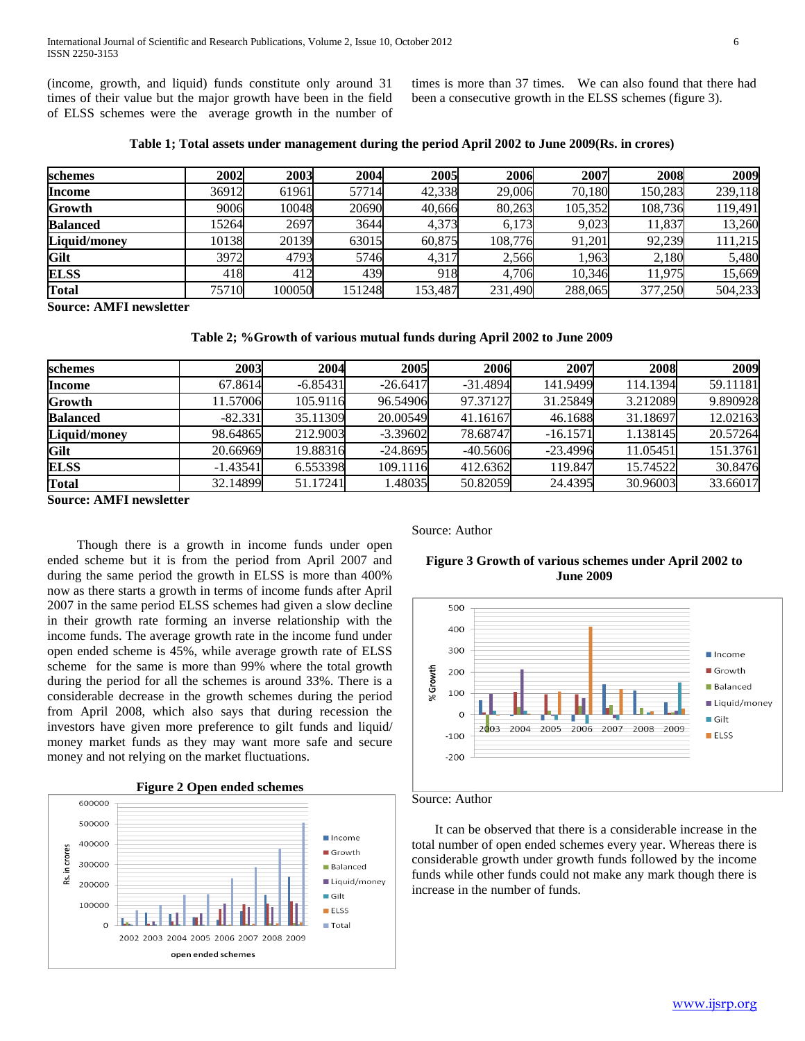(income, growth, and liquid) funds constitute only around 31 times of their value but the major growth have been in the field of ELSS schemes were the average growth in the number of times is more than 37 times. We can also found that there had been a consecutive growth in the ELSS schemes (figure 3).

**Table 1; Total assets under management during the period April 2002 to June 2009(Rs. in crores)**

| schemes | 2002 | 2003 | 2004 | 2005 | 2006 | 2007 | 2008 | 2009 |
|---|---|---|---|---|---|---|---|---|
| Income | 36912 | 61961 | 57714 | 42,338 | 29,006 | 70,180 | 150,283 | 239,118 |
| Growth | 9006 | 10048 | 20690 | 40,666 | 80,263 | 105,352 | 108,736 | 119,491 |
| Balanced | 15264 | 2697 | 3644 | 4,373 | 6,173 | 9,023 | 11,837 | 13,260 |
| Liquid/money | 10138 | 20139 | 63015 | 60,875 | 108,776 | 91,201 | 92,239 | 111,215 |
| Gilt | 3972 | 4793 | 5746 | 4,317 | 2,566 | 1,963 | 2,180 | 5,480 |
| ELSS | 418 | 412 | 439 | 918 | 4,706 | 10,346 | 11,975 | 15,669 |
| Total | 75710 | 100050 | 151248 | 153,487 | 231,490 | 288,065 | 377,250 | 504,233 |

**Source: AMFI newsletter**

**Table 2; %Growth of various mutual funds during April 2002 to June 2009**

| schemes | 2003 | 2004 | 2005 | 2006 | 2007 | 2008 | 2009 |
|---|---|---|---|---|---|---|---|
| Income | 67.8614 | -6.85431 | -26.6417 | -31.4894 | 141.9499 | 114.1394 | 59.11181 |
| Growth | 11.57006 | 105.9116 | 96.54906 | 97.37127 | 31.25849 | 3.212089 | 9.890928 |
| Balanced | -82.331 | 35.11309 | 20.00549 | 41.16167 | 46.1688 | 31.18697 | 12.02163 |
| Liquid/money | 98.64865 | 212.9003 | -3.39602 | 78.68747 | -16.1571 | 1.138145 | 20.57264 |
| Gilt | 20.66969 | 19.88316 | -24.8695 | -40.5606 | -23.4996 | 11.05451 | 151.3761 |
| ELSS | -1.43541 | 6.553398 | 109.1116 | 412.6362 | 119.847 | 15.74522 | 30.8476 |
| Total | 32.14899 | 51.17241 | 1.48035 | 50.82059 | 24.4395 | 30.96003 | 33.66017 |

**Source: AMFI newsletter**

Though there is a growth in income funds under open ended scheme but it is from the period from April 2007 and during the same period the growth in ELSS is more than 400% now as there starts a growth in terms of income funds after April 2007 in the same period ELSS schemes had given a slow decline in their growth rate forming an inverse relationship with the income funds. The average growth rate in the income fund under open ended scheme is 45%, while average growth rate of ELSS scheme for the same is more than 99% where the total growth during the period for all the schemes is around 33%. There is a considerable decrease in the growth schemes during the period from April 2008, which also says that during recession the investors have given more preference to gilt funds and liquid/ money market funds as they may want more safe and secure money and not relying on the market fluctuations.

**Figure 2 Open ended schemes**

Source: Author

**Figure 3 Growth of various schemes under April 2002 to June 2009**

Source: Author

It can be observed that there is a considerable increase in the total number of open ended schemes every year. Whereas there is considerable growth under growth funds followed by the income funds while other funds could not make any mark though there is increase in the number of funds.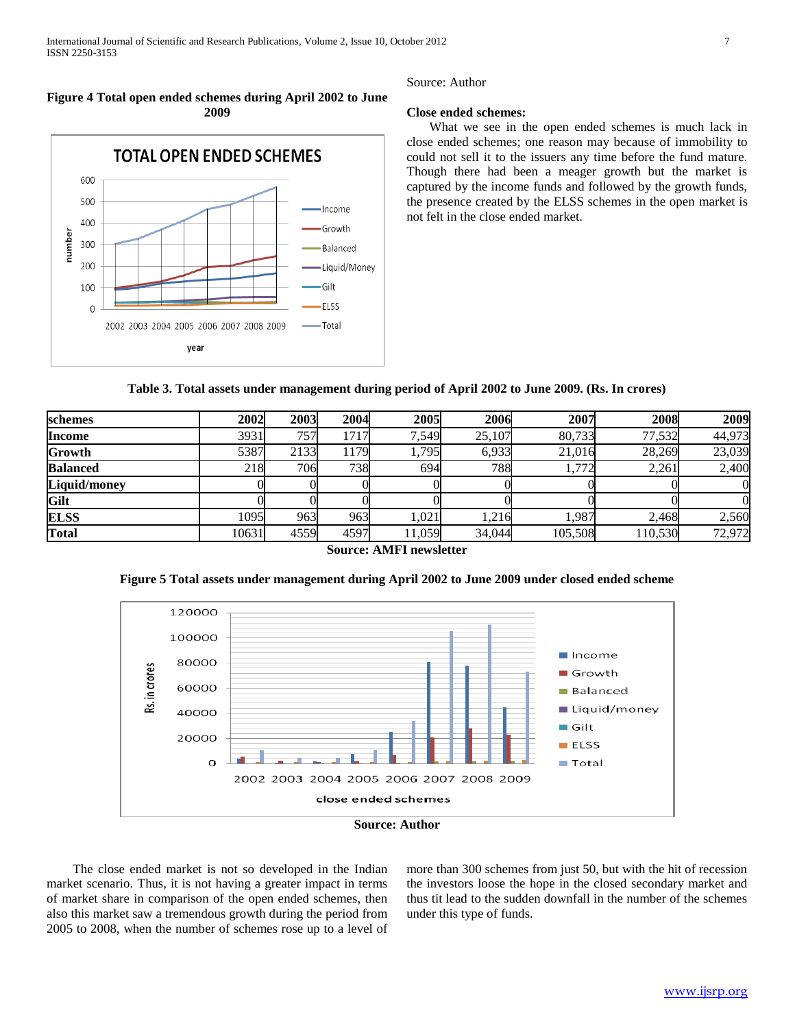**Figure 4 Total open ended schemes during April 2002 to June 2009**

Source: Author

**Close ended schemes:**

What we see in the open ended schemes is much lack in close ended schemes; one reason may because of immobility to could not sell it to the issuers any time before the fund mature. Though there had been a meager growth but the market is captured by the income funds and followed by the growth funds, the presence created by the ELSS schemes in the open market is not felt in the close ended market.

**Table 3. Total assets under management during period of April 2002 to June 2009. (Rs. In crores)**

| schemes | 2002 | 2003 | 2004 | 2005 | 2006 | 2007 | 2008 | 2009 |
|---|---|---|---|---|---|---|---|---|
| **Income** | 3931 | 757 | 1717 | 7,549 | 25,107 | 80,733 | 77,532 | 44,973 |
| **Growth** | 5387 | 2133 | 1179 | 1,795 | 6,933 | 21,016 | 28,269 | 23,039 |
| **Balanced** | 218 | 706 | 738 | 694 | 788 | 1,772 | 2,261 | 2,400 |
| **Liquid/money** | 0 | 0 | 0 | 0 | 0 | 0 | 0 | 0 |
| **Gilt** | 0 | 0 | 0 | 0 | 0 | 0 | 0 | 0 |
| **ELSS** | 1095 | 963 | 963 | 1,021 | 1,216 | 1,987 | 2,468 | 2,560 |
| **Total** | 10631 | 4559 | 4597 | 11,059 | 34,044 | 105,508 | 110,530 | 72,972 |

**Source: AMFI newsletter**

**Figure 5 Total assets under management during April 2002 to June 2009 under closed ended scheme**

**Source: Author**

The close ended market is not so developed in the Indian market scenario. Thus, it is not having a greater impact in terms of market share in comparison of the open ended schemes, then also this market saw a tremendous growth during the period from 2005 to 2008, when the number of schemes rose up to a level of more than 300 schemes from just 50, but with the hit of recession the investors loose the hope in the closed secondary market and thus tit lead to the sudden downfall in the number of the schemes under this type of funds.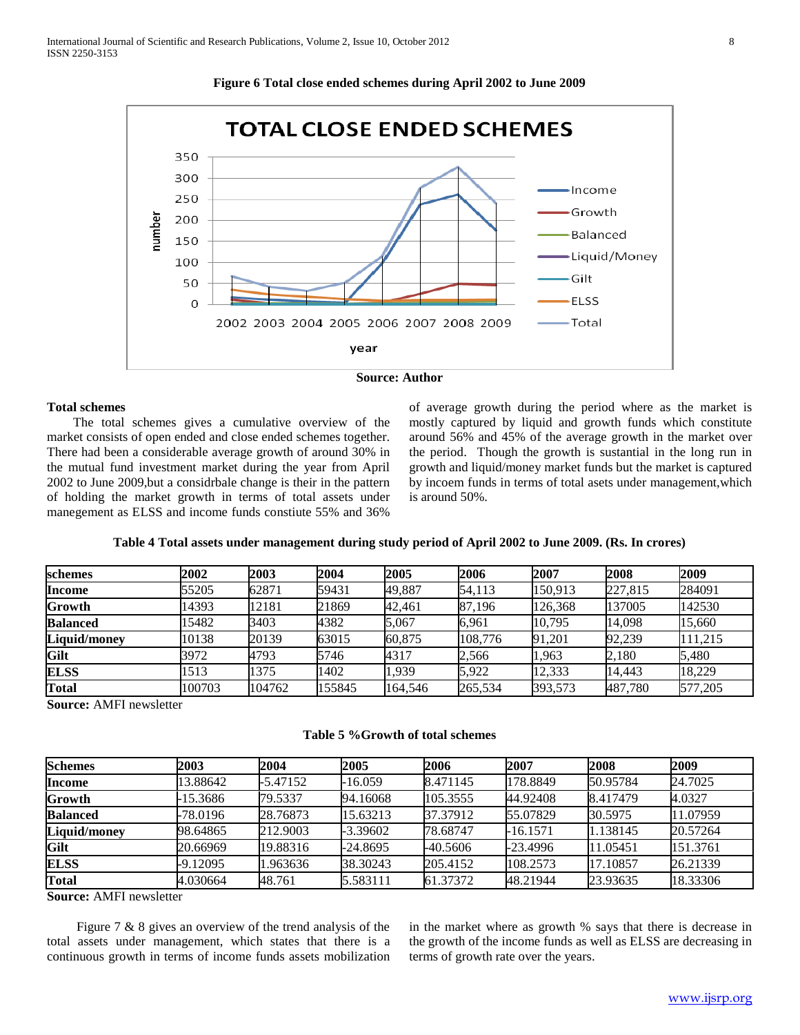**Figure 6 Total close ended schemes during April 2002 to June 2009**

**Source: Author**

### Total schemes

The total schemes gives a cumulative overview of the market consists of open ended and close ended schemes together. There had been a considerable average growth of around 30% in the mutual fund investment market during the year from April 2002 to June 2009,but a considrbale change is their in the pattern of holding the market growth in terms of total assets under manegement as ELSS and income funds constiute 55% and 36% of average growth during the period where as the market is mostly captured by liquid and growth funds which constitute around 56% and 45% of the average growth in the market over the period. Though the growth is sustantial in the long run in growth and liquid/money market funds but the market is captured by incoem funds in terms of total asets under management,which is around 50%.

**Table 4 Total assets under management during study period of April 2002 to June 2009. (Rs. In crores)**

| schemes | 2002 | 2003 | 2004 | 2005 | 2006 | 2007 | 2008 | 2009 |
|---|---|---|---|---|---|---|---|---|
| **Income** | 55205 | 62871 | 59431 | 49,887 | 54,113 | 150,913 | 227,815 | 284091 |
| **Growth** | 14393 | 12181 | 21869 | 42,461 | 87,196 | 126,368 | 137005 | 142530 |
| **Balanced** | 15482 | 3403 | 4382 | 5,067 | 6,961 | 10,795 | 14,098 | 15,660 |
| **Liquid/money** | 10138 | 20139 | 63015 | 60,875 | 108,776 | 91,201 | 92,239 | 111,215 |
| **Gilt** | 3972 | 4793 | 5746 | 4317 | 2,566 | 1,963 | 2,180 | 5,480 |
| **ELSS** | 1513 | 1375 | 1402 | 1,939 | 5,922 | 12,333 | 14,443 | 18,229 |
| **Total** | 100703 | 104762 | 155845 | 164,546 | 265,534 | 393,573 | 487,780 | 577,205 |

**Source:** AMFI newsletter

**Table 5 %Growth of total schemes**

| Schemes | 2003 | 2004 | 2005 | 2006 | 2007 | 2008 | 2009 |
|---|---|---|---|---|---|---|---|
| **Income** | 13.88642 | -5.47152 | -16.059 | 8.471145 | 178.8849 | 50.95784 | 24.7025 |
| **Growth** | -15.3686 | 79.5337 | 94.16068 | 105.3555 | 44.92408 | 8.417479 | 4.0327 |
| **Balanced** | -78.0196 | 28.76873 | 15.63213 | 37.37912 | 55.07829 | 30.5975 | 11.07959 |
| **Liquid/money** | 98.64865 | 212.9003 | -3.39602 | 78.68747 | -16.1571 | 1.138145 | 20.57264 |
| **Gilt** | 20.66969 | 19.88316 | -24.8695 | -40.5606 | -23.4996 | 11.05451 | 151.3761 |
| **ELSS** | -9.12095 | 1.963636 | 38.30243 | 205.4152 | 108.2573 | 17.10857 | 26.21339 |
| **Total** | 4.030664 | 48.761 | 5.583111 | 61.37372 | 48.21944 | 23.93635 | 18.33306 |

**Source:** AMFI newsletter

Figure 7 & 8 gives an overview of the trend analysis of the total assets under management, which states that there is a continuous growth in terms of income funds assets mobilization in the market where as growth % says that there is decrease in the growth of the income funds as well as ELSS are decreasing in terms of growth rate over the years.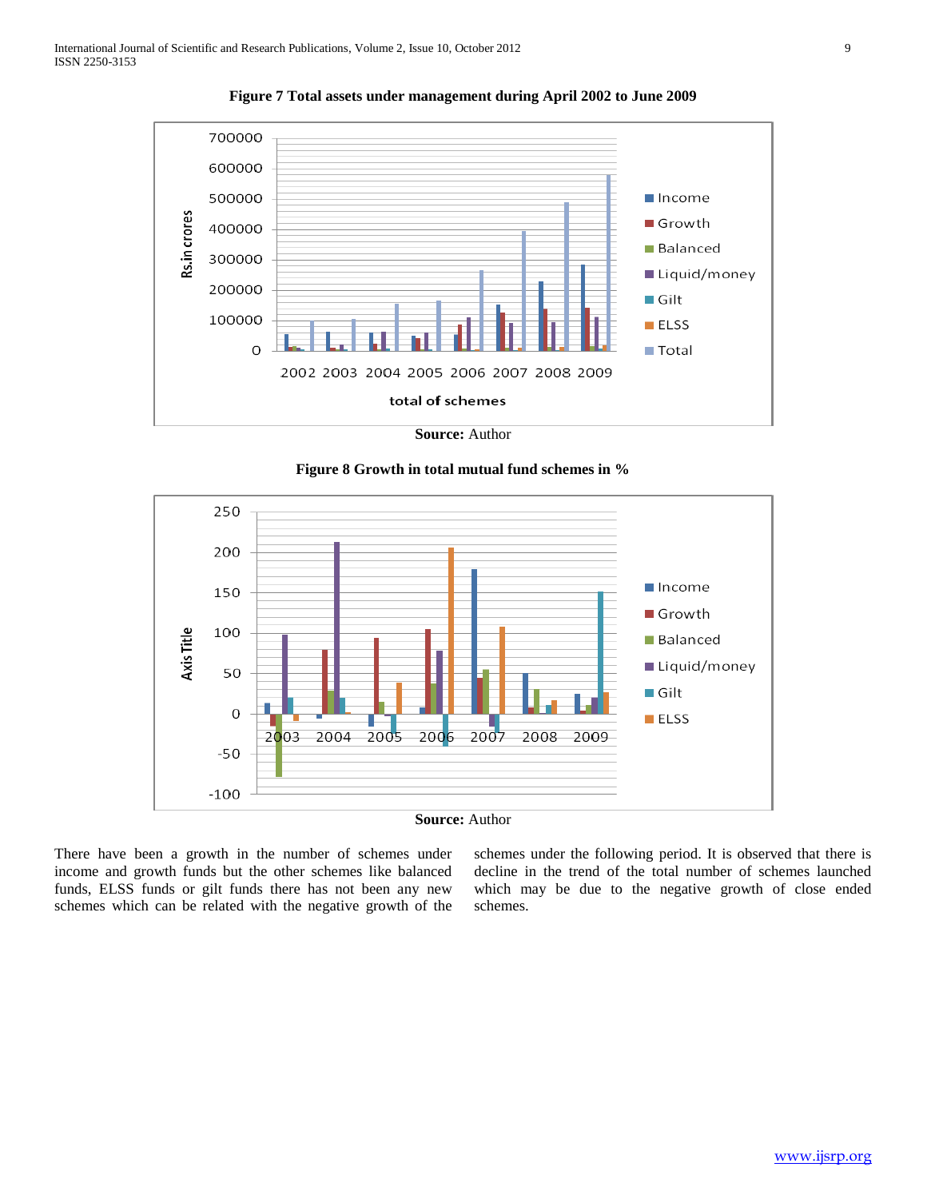**Figure 7 Total assets under management during April 2002 to June 2009**

**Source:** Author

**Figure 8 Growth in total mutual fund schemes in %**

**Source:** Author

There have been a growth in the number of schemes under income and growth funds but the other schemes like balanced funds, ELSS funds or gilt funds there has not been any new schemes which can be related with the negative growth of the schemes under the following period. It is observed that there is decline in the trend of the total number of schemes launched which may be due to the negative growth of close ended schemes.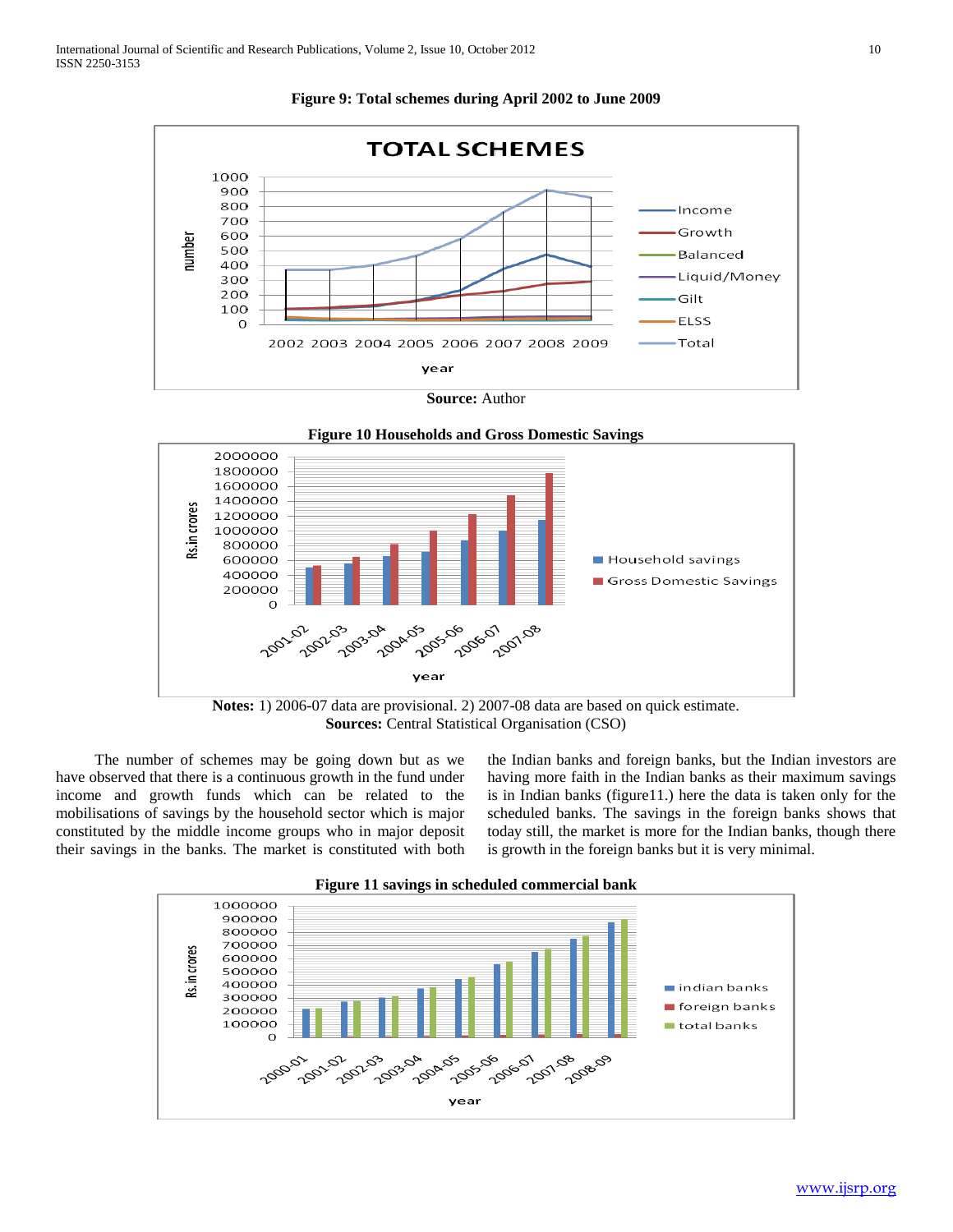**Figure 9: Total schemes during April 2002 to June 2009**

**Source:** Author

**Figure 10 Households and Gross Domestic Savings**

**Notes:** 1) 2006-07 data are provisional. 2) 2007-08 data are based on quick estimate.
**Sources:** Central Statistical Organisation (CSO)

The number of schemes may be going down but as we have observed that there is a continuous growth in the fund under income and growth funds which can be related to the mobilisations of savings by the household sector which is major constituted by the middle income groups who in major deposit their savings in the banks. The market is constituted with both the Indian banks and foreign banks, but the Indian investors are having more faith in the Indian banks as their maximum savings is in Indian banks (figure11.) here the data is taken only for the scheduled banks. The savings in the foreign banks shows that today still, the market is more for the Indian banks, though there is growth in the foreign banks but it is very minimal.

**Figure 11 savings in scheduled commercial bank**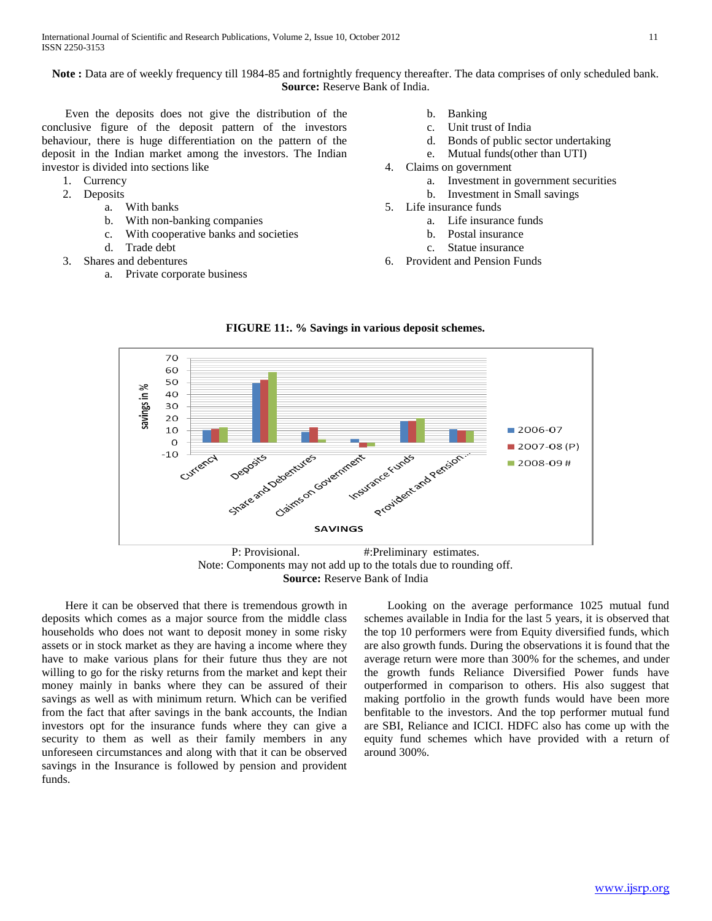**Note :** Data are of weekly frequency till 1984-85 and fortnightly frequency thereafter. The data comprises of only scheduled bank.
**Source:** Reserve Bank of India.

Even the deposits does not give the distribution of the conclusive figure of the deposit pattern of the investors behaviour, there is huge differentiation on the pattern of the deposit in the Indian market among the investors. The Indian investor is divided into sections like

1. Currency
2. Deposits
    a. With banks
    b. With non-banking companies
    c. With cooperative banks and societies
    d. Trade debt
3. Shares and debentures
    a. Private corporate business
    b. Banking
    c. Unit trust of India
    d. Bonds of public sector undertaking
    e. Mutual funds(other than UTI)
4. Claims on government
    a. Investment in government securities
    b. Investment in Small savings
5. Life insurance funds
    a. Life insurance funds
    b. Postal insurance
    c. Statue insurance
6. Provident and Pension Funds

**FIGURE 11:. % Savings in various deposit schemes.**

P: Provisional. #:Preliminary estimates.
Note: Components may not add up to the totals due to rounding off.
**Source:** Reserve Bank of India

Here it can be observed that there is tremendous growth in deposits which comes as a major source from the middle class households who does not want to deposit money in some risky assets or in stock market as they are having a income where they have to make various plans for their future thus they are not willing to go for the risky returns from the market and kept their money mainly in banks where they can be assured of their savings as well as with minimum return. Which can be verified from the fact that after savings in the bank accounts, the Indian investors opt for the insurance funds where they can give a security to them as well as their family members in any unforeseen circumstances and along with that it can be observed savings in the Insurance is followed by pension and provident funds.

Looking on the average performance 1025 mutual fund schemes available in India for the last 5 years, it is observed that the top 10 performers were from Equity diversified funds, which are also growth funds. During the observations it is found that the average return were more than 300% for the schemes, and under the growth funds Reliance Diversified Power funds have outperformed in comparison to others. His also suggest that making portfolio in the growth funds would have been more benfitable to the investors. And the top performer mutual fund are SBI, Reliance and ICICI. HDFC also has come up with the equity fund schemes which have provided with a return of around 300%.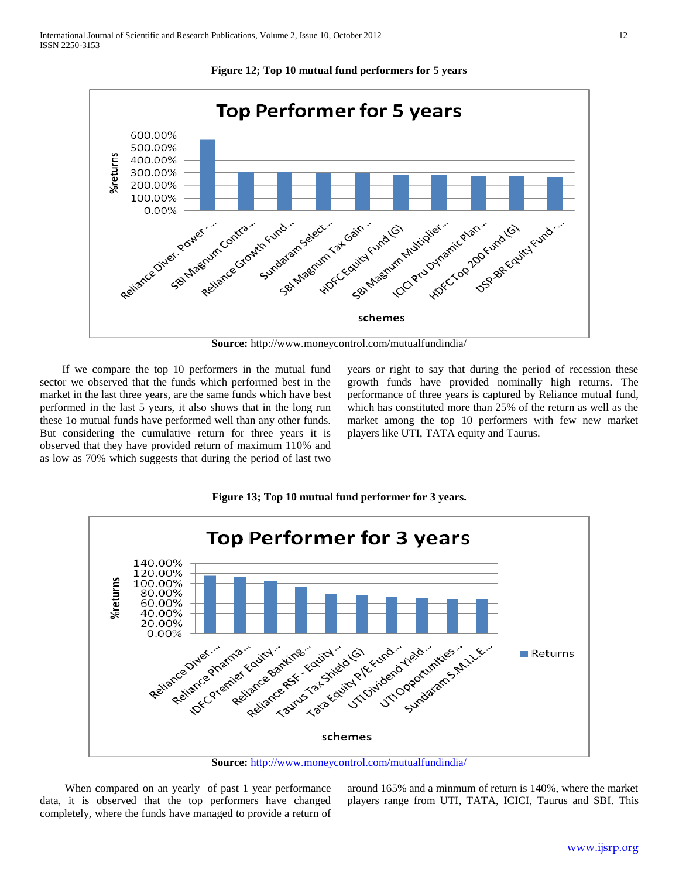**Figure 12; Top 10 mutual fund performers for 5 years**

**Source:** http://www.moneycontrol.com/mutualfundindia/

If we compare the top 10 performers in the mutual fund sector we observed that the funds which performed best in the market in the last three years, are the same funds which have best performed in the last 5 years, it also shows that in the long run these 1o mutual funds have performed well than any other funds. But considering the cumulative return for three years it is observed that they have provided return of maximum 110% and as low as 70% which suggests that during the period of last two years or right to say that during the period of recession these growth funds have provided nominally high returns. The performance of three years is captured by Reliance mutual fund, which has constituted more than 25% of the return as well as the market among the top 10 performers with few new market players like UTI, TATA equity and Taurus.

**Figure 13; Top 10 mutual fund performer for 3 years.**

**Source:** http://www.moneycontrol.com/mutualfundindia/

When compared on an yearly of past 1 year performance data, it is observed that the top performers have changed completely, where the funds have managed to provide a return of around 165% and a minmum of return is 140%, where the market players range from UTI, TATA, ICICI, Taurus and SBI. This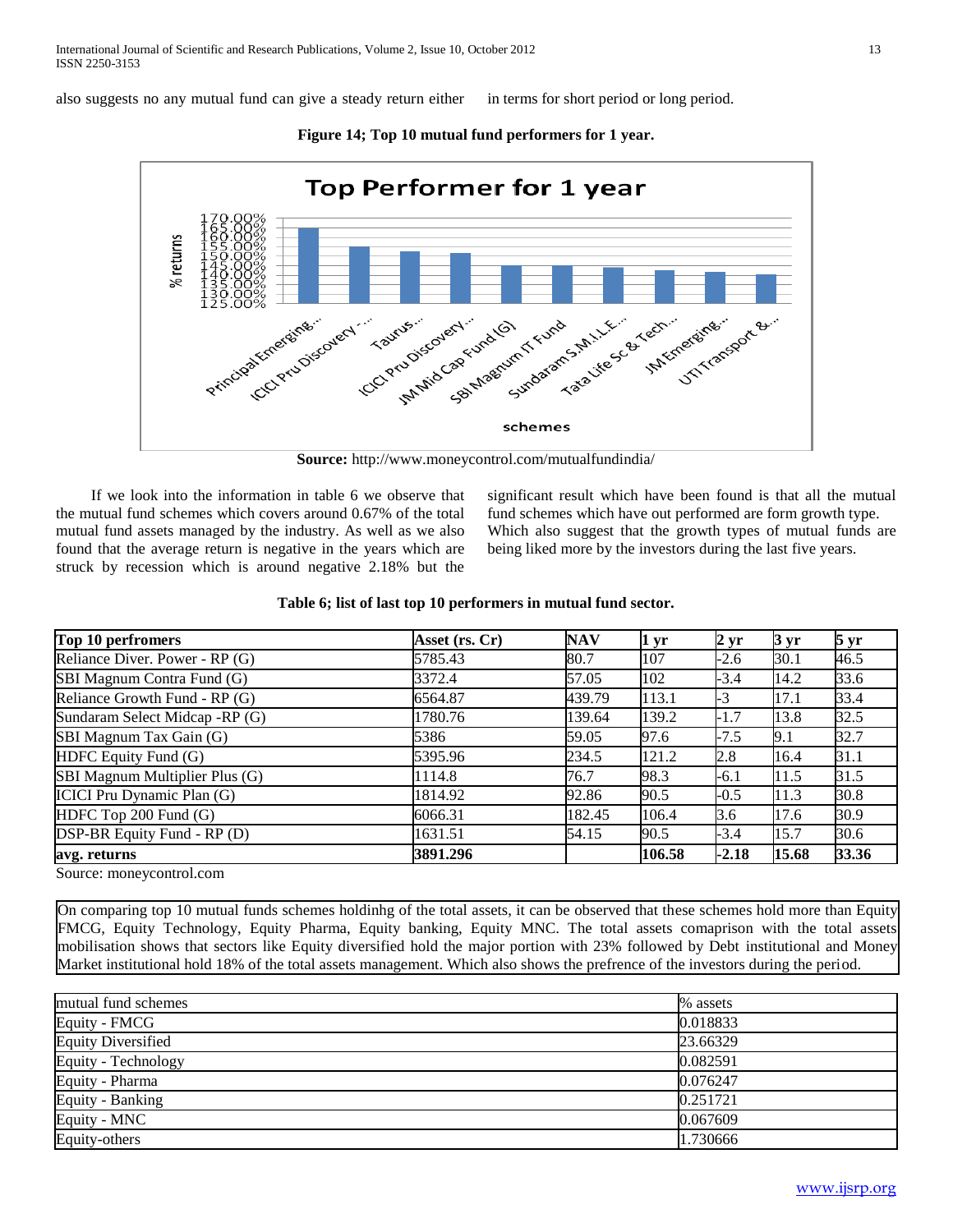also suggests no any mutual fund can give a steady return either in terms for short period or long period.

**Figure 14; Top 10 mutual fund performers for 1 year.**

**Source:** http://www.moneycontrol.com/mutualfundindia/

If we look into the information in table 6 we observe that the mutual fund schemes which covers around 0.67% of the total mutual fund assets managed by the industry. As well as we also found that the average return is negative in the years which are struck by recession which is around negative 2.18% but the significant result which have been found is that all the mutual fund schemes which have out performed are form growth type. Which also suggest that the growth types of mutual funds are being liked more by the investors during the last five years.

**Table 6; list of last top 10 performers in mutual fund sector.**

| Top 10 perfromers | Asset (rs. Cr) | NAV | 1 yr | 2 yr | 3 yr | 5 yr |
|---|---|---|---|---|---|---|
| Reliance Diver. Power - RP (G) | 5785.43 | 80.7 | 107 | -2.6 | 30.1 | 46.5 |
| SBI Magnum Contra Fund (G) | 3372.4 | 57.05 | 102 | -3.4 | 14.2 | 33.6 |
| Reliance Growth Fund - RP (G) | 6564.87 | 439.79 | 113.1 | -3 | 17.1 | 33.4 |
| Sundaram Select Midcap -RP (G) | 1780.76 | 139.64 | 139.2 | -1.7 | 13.8 | 32.5 |
| SBI Magnum Tax Gain (G) | 5386 | 59.05 | 97.6 | -7.5 | 9.1 | 32.7 |
| HDFC Equity Fund (G) | 5395.96 | 234.5 | 121.2 | 2.8 | 16.4 | 31.1 |
| SBI Magnum Multiplier Plus (G) | 1114.8 | 76.7 | 98.3 | -6.1 | 11.5 | 31.5 |
| ICICI Pru Dynamic Plan (G) | 1814.92 | 92.86 | 90.5 | -0.5 | 11.3 | 30.8 |
| HDFC Top 200 Fund (G) | 6066.31 | 182.45 | 106.4 | 3.6 | 17.6 | 30.9 |
| DSP-BR Equity Fund - RP (D) | 1631.51 | 54.15 | 90.5 | -3.4 | 15.7 | 30.6 |
| **avg. returns** | **3891.296** | | **106.58** | **-2.18** | **15.68** | **33.36** |

Source: moneycontrol.com

On comparing top 10 mutual funds schemes holdinhg of the total assets, it can be observed that these schemes hold more than Equity FMCG, Equity Technology, Equity Pharma, Equity banking, Equity MNC. The total assets comaprison with the total assets mobilisation shows that sectors like Equity diversified hold the major portion with 23% followed by Debt institutional and Money Market institutional hold 18% of the total assets management. Which also shows the prefrence of the investors during the period.

| mutual fund schemes | % assets |
|---|---|
| Equity - FMCG | 0.018833 |
| Equity Diversified | 23.66329 |
| Equity - Technology | 0.082591 |
| Equity - Pharma | 0.076247 |
| Equity - Banking | 0.251721 |
| Equity - MNC | 0.067609 |
| Equity-others | 1.730666 |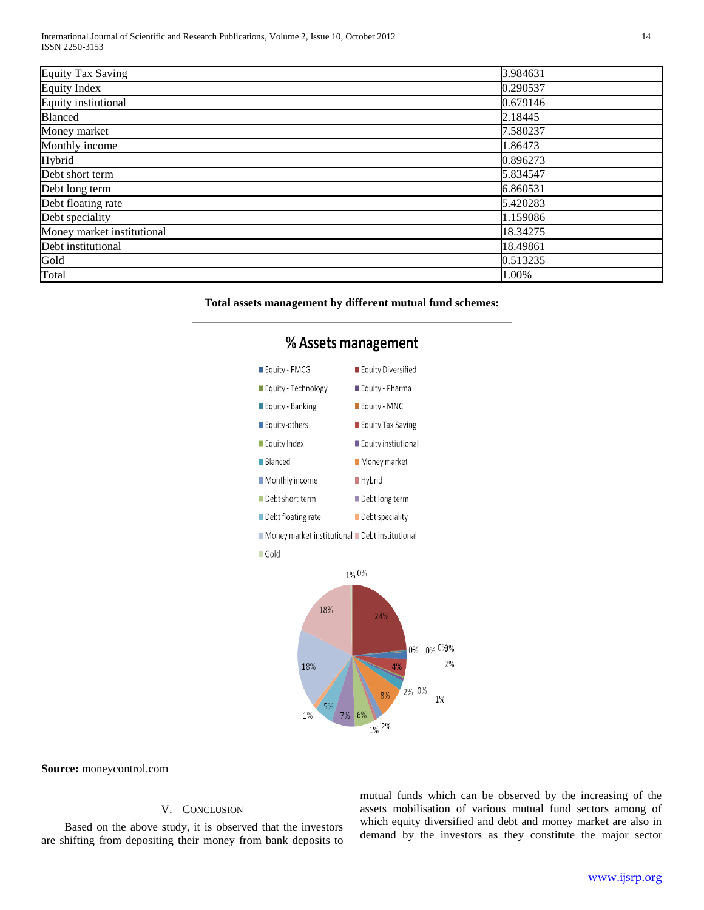| Equity Tax Saving | 3.984631 |
|---|---|
| Equity Index | 0.290537 |
| Equity instiutional | 0.679146 |
| Blanced | 2.18445 |
| Money market | 7.580237 |
| Monthly income | 1.86473 |
| Hybrid | 0.896273 |
| Debt short term | 5.834547 |
| Debt long term | 6.860531 |
| Debt floating rate | 5.420283 |
| Debt speciality | 1.159086 |
| Money market institutional | 18.34275 |
| Debt institutional | 18.49861 |
| Gold | 0.513235 |
| Total | 1.00% |

**Total assets management by different mutual fund schemes:**

**Source:** moneycontrol.com

## V. Conclusion

Based on the above study, it is observed that the investors are shifting from depositing their money from bank deposits to mutual funds which can be observed by the increasing of the assets mobilisation of various mutual fund sectors among of which equity diversified and debt and money market are also in demand by the investors as they constitute the major sector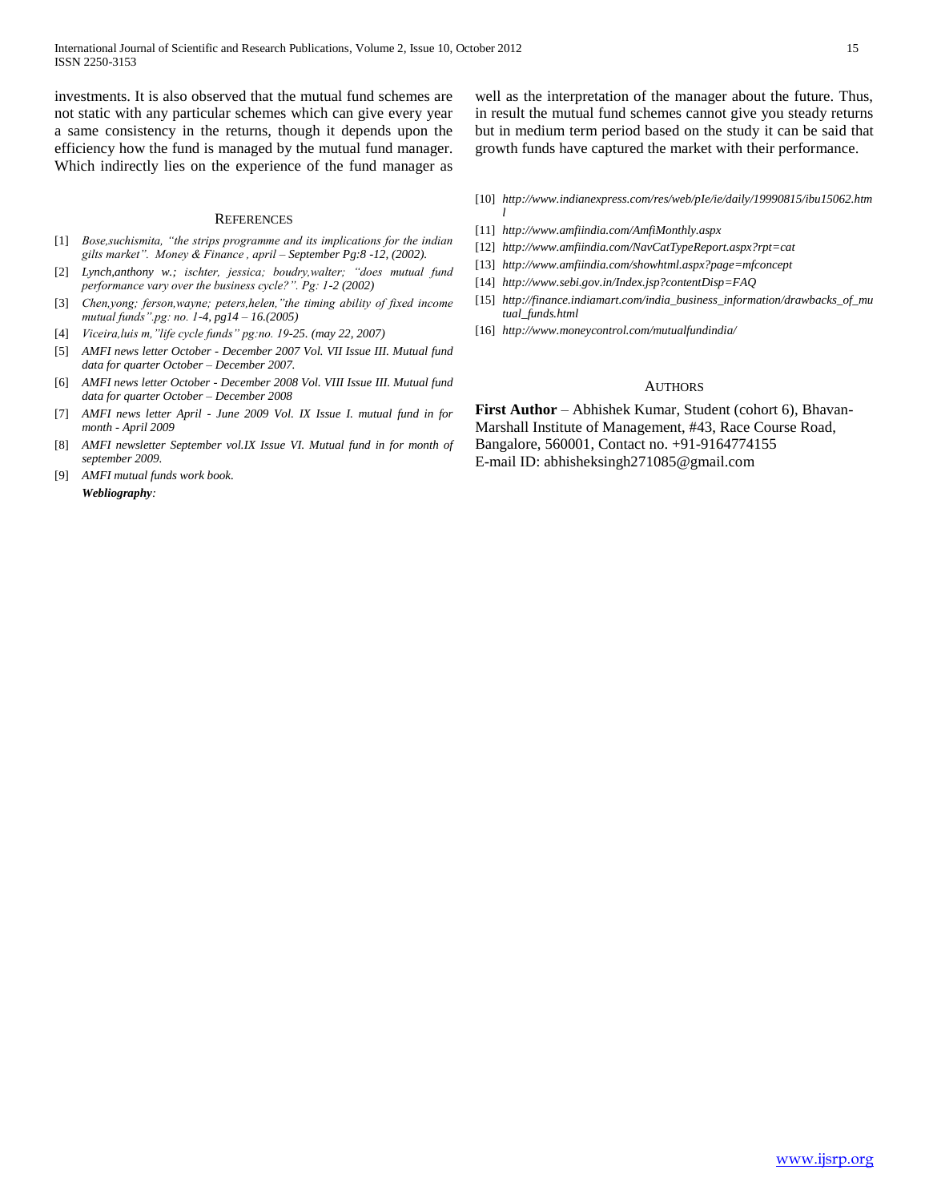investments. It is also observed that the mutual fund schemes are not static with any particular schemes which can give every year a same consistency in the returns, though it depends upon the efficiency how the fund is managed by the mutual fund manager. Which indirectly lies on the experience of the fund manager as well as the interpretation of the manager about the future. Thus, in result the mutual fund schemes cannot give you steady returns but in medium term period based on the study it can be said that growth funds have captured the market with their performance.

## REFERENCES

[1] *Bose,suchismita, "the strips programme and its implications for the indian gilts market". Money & Finance , april – September Pg:8 -12, (2002).*

[2] *Lynch,anthony w.; ischter, jessica; boudry,walter; "does mutual fund performance vary over the business cycle?". Pg: 1-2 (2002)*

[3] *Chen,yong; ferson,wayne; peters,helen,"the timing ability of fixed income mutual funds".pg: no. 1-4, pg14 – 16.(2005)*

[4] *Viceira,luis m,"life cycle funds" pg:no. 19-25. (may 22, 2007)*

[5] *AMFI news letter October - December 2007 Vol. VII Issue III. Mutual fund data for quarter October – December 2007.*

[6] *AMFI news letter October - December 2008 Vol. VIII Issue III. Mutual fund data for quarter October – December 2008*

[7] *AMFI news letter April - June 2009 Vol. IX Issue I. mutual fund in for month - April 2009*

[8] *AMFI newsletter September vol.IX Issue VI. Mutual fund in for month of september 2009.*

[9] *AMFI mutual funds work book.*

***Webliography:***

[10] *http://www.indianexpress.com/res/web/pIe/ie/daily/19990815/ibu15062.html*

[11] *http://www.amfiindia.com/AmfiMonthly.aspx*

[12] *http://www.amfiindia.com/NavCatTypeReport.aspx?rpt=cat*

[13] *http://www.amfiindia.com/showhtml.aspx?page=mfconcept*

[14] *http://www.sebi.gov.in/Index.jsp?contentDisp=FAQ*

[15] *http://finance.indiamart.com/india_business_information/drawbacks_of_mutual_funds.html*

[16] *http://www.moneycontrol.com/mutualfundindia/*

## AUTHORS

**First Author** – Abhishek Kumar, Student (cohort 6), Bhavan-Marshall Institute of Management, #43, Race Course Road, Bangalore, 560001, Contact no. +91-9164774155
E-mail ID: abhisheksingh271085@gmail.com